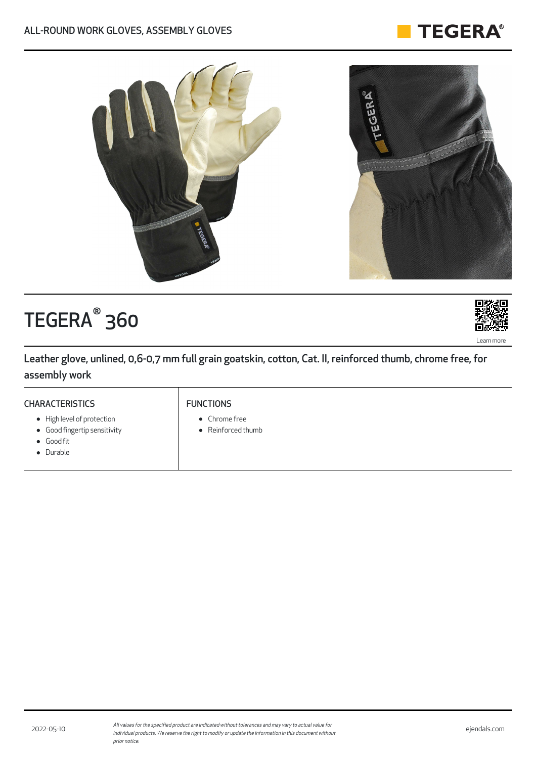ALL-ROUND WORK GLOVES, ASSEMBLY GLOVES

# TEGERA® 360

Learn more

Leather glove, unlined, 0,6-0,7 mm full grain goatskin, cotton, Cat. II, reinforced thumb, chrome free, for assembly work

## CHARACTERISTICS

- High level of protection
- Good fingertip sensitivity
- Good fit
- Durable

## FUNCTIONS

- Chrome free
- Reinforced thumb

2022-05-10

*All values for the specified product are indicated without tolerances and may vary to actual value for individual products. We reserve the right to modify or update the information in this document without prior notice.*

ejendals.com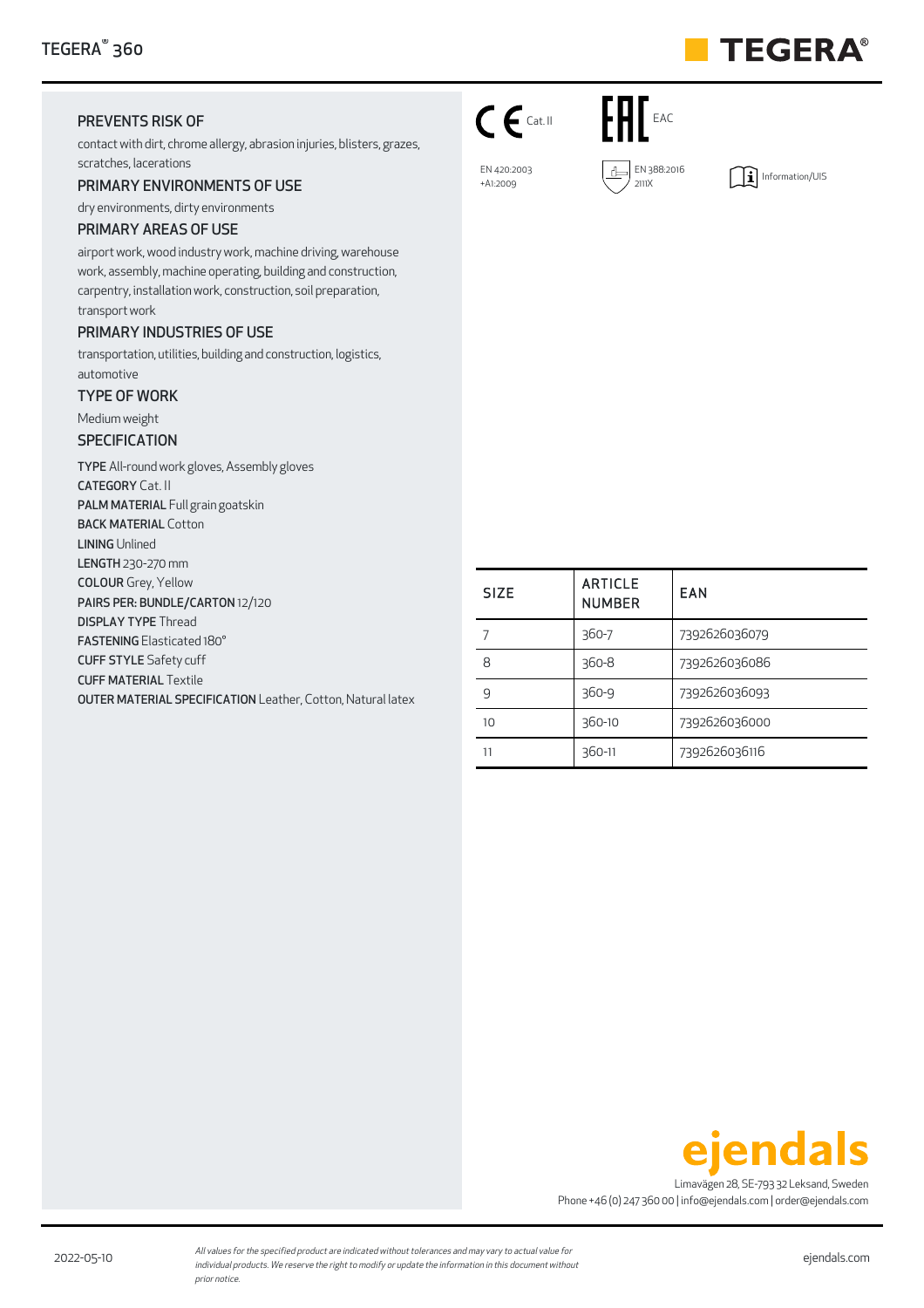## PREVENTS RISK OF

contact with dirt, chrome allergy, abrasion injuries, blisters, grazes, scratches, lacerations

## PRIMARY ENVIRONMENTS OF USE

dry environments, dirty environments

## PRIMARY AREAS OF USE

airport work, wood industry work, machine driving, warehouse work, assembly, machine operating, building and construction, carpentry, installation work, construction, soil preparation, transport work

## PRIMARY INDUSTRIES OF USE

transportation, utilities, building and construction, logistics, automotive

## TYPE OF WORK

Medium weight

## SPECIFICATION

**TYPE** All-round work gloves, Assembly gloves
**CATEGORY** Cat. II
**PALM MATERIAL** Full grain goatskin
**BACK MATERIAL** Cotton
**LINING** Unlined
**LENGTH** 230-270 mm
**COLOUR** Grey, Yellow
**PAIRS PER: BUNDLE/CARTON** 12/120
**DISPLAY TYPE** Thread
**FASTENING** Elasticated 180°
**CUFF STYLE** Safety cuff
**CUFF MATERIAL** Textile
**OUTER MATERIAL SPECIFICATION** Leather, Cotton, Natural latex

CE Cat. II

EAC

EN 420:2003 +A1:2009

EN 388:2016 2111X

Information/UIS

| SIZE | ARTICLE NUMBER | EAN |
|---|---|---|
| 7 | 360-7 | 7392626036079 |
| 8 | 360-8 | 7392626036086 |
| 9 | 360-9 | 7392626036093 |
| 10 | 360-10 | 7392626036000 |
| 11 | 360-11 | 7392626036116 |

ejendals
Limavägen 28, SE-793 32 Leksand, Sweden
Phone +46 (0) 247 360 00 | info@ejendals.com | order@ejendals.com

2022-05-10

*All values for the specified product are indicated without tolerances and may vary to actual value for individual products. We reserve the right to modify or update the information in this document without prior notice.*

ejendals.com